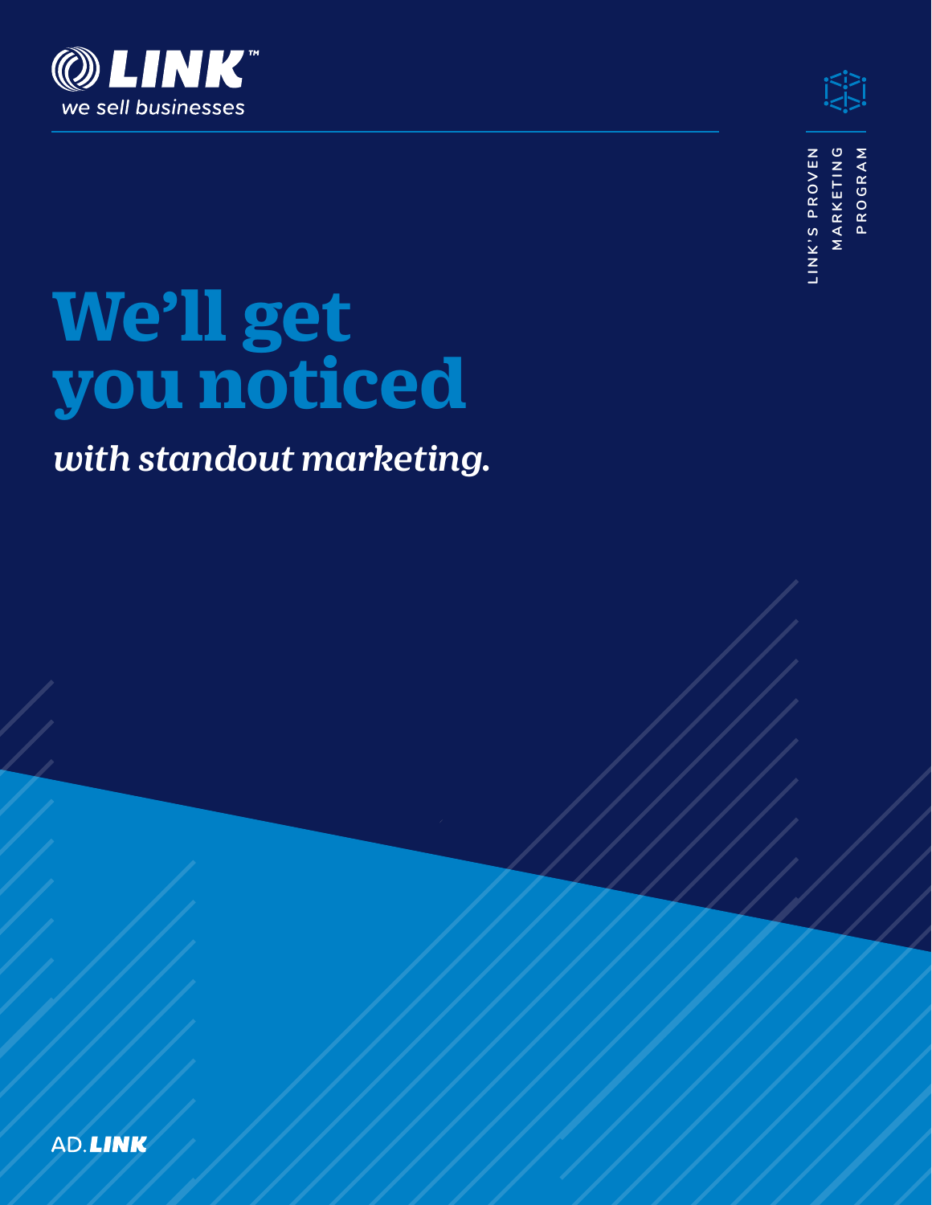LINK™

*we sell businesses*

LINK'S PROVEN MARKETING PROGRAM

# We'll get you noticed

*with standout marketing.*

AD.LINK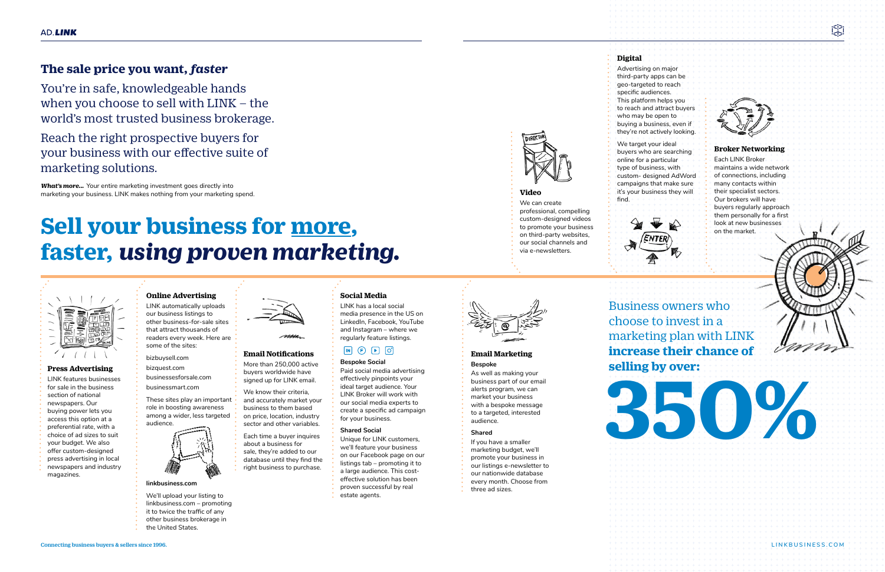## The sale price you want, *faster*

You're in safe, knowledgeable hands when you choose to sell with LINK – the world's most trusted business brokerage.

Reach the right prospective buyers for your business with our effective suite of marketing solutions.

***What's more...*** Your entire marketing investment goes directly into marketing your business. LINK makes nothing from your marketing spend.

# Sell your business for more, faster, *using proven marketing.*

### Video

We can create professional, compelling custom-designed videos to promote your business on third-party websites, our social channels and via e-newsletters.

### Digital

Advertising on major third-party apps can be geo-targeted to reach specific audiences. This platform helps you to reach and attract buyers who may be open to buying a business, even if they're not actively looking.

We target your ideal buyers who are searching online for a particular type of business, with custom- designed AdWord campaigns that make sure it's your business they will find.

### Broker Networking

Each LINK Broker maintains a wide network of connections, including many contacts within their specialist sectors. Our brokers will have buyers regularly approach them personally for a first look at new businesses on the market.

### Press Advertising

LINK features businesses for sale in the business section of national newspapers. Our buying power lets you access this option at a preferential rate, with a choice of ad sizes to suit your budget. We also offer custom-designed press advertising in local newspapers and industry magazines.

### Online Advertising

LINK automatically uploads our business listings to other business-for-sale sites that attract thousands of readers every week. Here are some of the sites:

bizbuysell.com

bizquest.com

businessesforsale.com

businessmart.com

These sites play an important role in boosting awareness among a wider, less targeted audience.

**linkbusiness.com**

We'll upload your listing to linkbusiness.com – promoting it to twice the traffic of any other business brokerage in the United States.

### Email Notifications

More than 250,000 active buyers worldwide have signed up for LINK email.

We know their criteria, and accurately market your business to them based on price, location, industry sector and other variables.

Each time a buyer inquires about a business for sale, they're added to our database until they find the right business to purchase.

### Social Media

LINK has a local social media presence in the US on LinkedIn, Facebook, YouTube and Instagram – where we regularly feature listings.

**Bespoke Social**

Paid social media advertising effectively pinpoints your ideal target audience. Your LINK Broker will work with our social media experts to create a specific ad campaign for your business.

**Shared Social**

Unique for LINK customers, we'll feature your business on our Facebook page on our listings tab – promoting it to a large audience. This cost-effective solution has been proven successful by real estate agents.

### Email Marketing

**Bespoke**

As well as making your business part of our email alerts program, we can market your business with a bespoke message to a targeted, interested audience.

**Shared**

If you have a smaller marketing budget, we'll promote your business in our listings e-newsletter to our nationwide database every month. Choose from three ad sizes.

Business owners who choose to invest in a marketing plan with LINK **increase their chance of selling by over:**

# 350%

Connecting business buyers & sellers since 1996.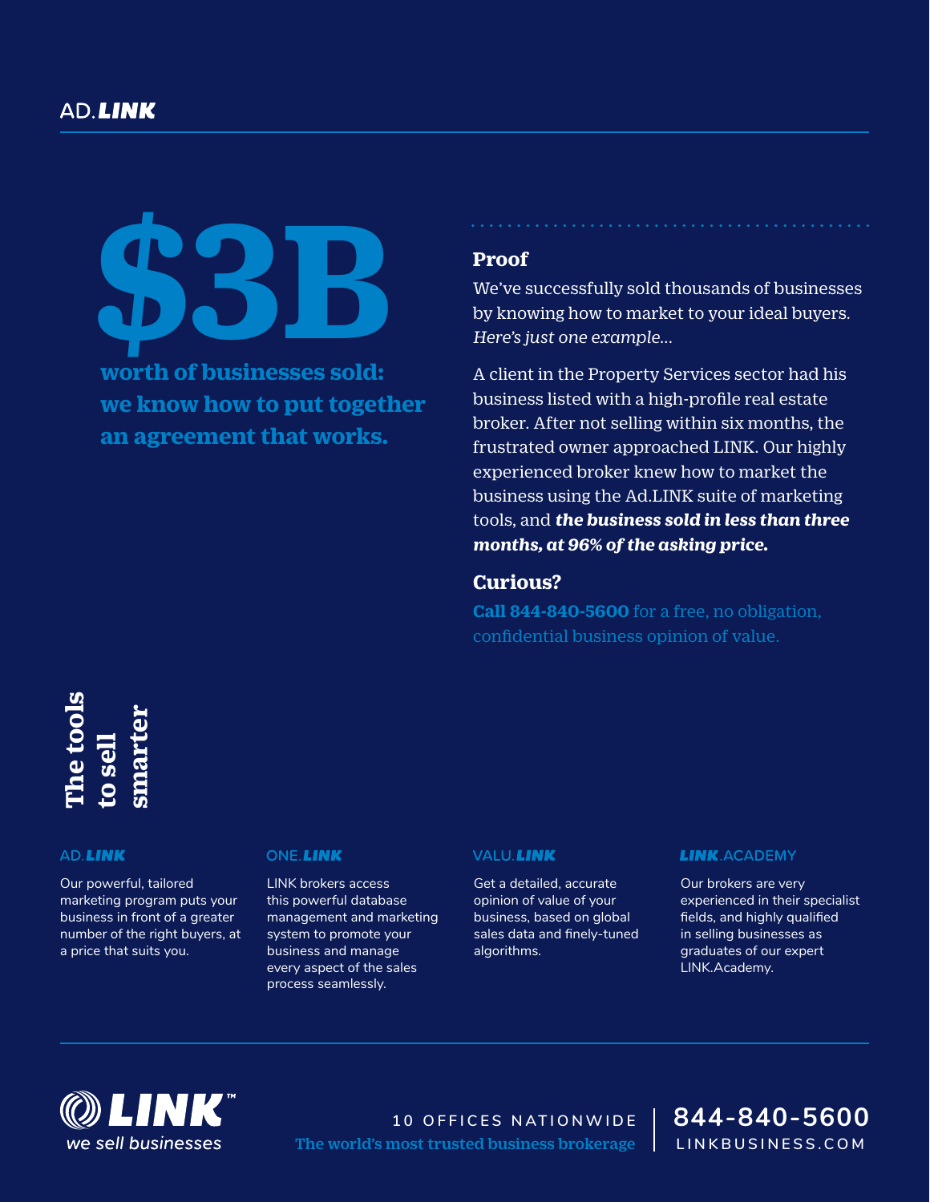AD.**LINK**

# $3B

**worth of businesses sold: we know how to put together an agreement that works.**

## Proof

We've successfully sold thousands of businesses by knowing how to market to your ideal buyers. *Here's just one example...*

A client in the Property Services sector had his business listed with a high-profile real estate broker. After not selling within six months, the frustrated owner approached LINK. Our highly experienced broker knew how to market the business using the Ad.LINK suite of marketing tools, and ***the business sold in less than three months, at 96% of the asking price.***

## Curious?

**Call 844-840-5600** for a free, no obligation, confidential business opinion of value.

## The tools to sell smarter

### AD.LINK

Our powerful, tailored marketing program puts your business in front of a greater number of the right buyers, at a price that suits you.

### ONE.LINK

LINK brokers access this powerful database management and marketing system to promote your business and manage every aspect of the sales process seamlessly.

### VALU.LINK

Get a detailed, accurate opinion of value of your business, based on global sales data and finely-tuned algorithms.

### LINK.ACADEMY

Our brokers are very experienced in their specialist fields, and highly qualified in selling businesses as graduates of our expert LINK.Academy.

LINK™ we sell businesses

10 OFFICES NATIONWIDE
The world's most trusted business brokerage

844-840-5600
LINKBUSINESS.COM